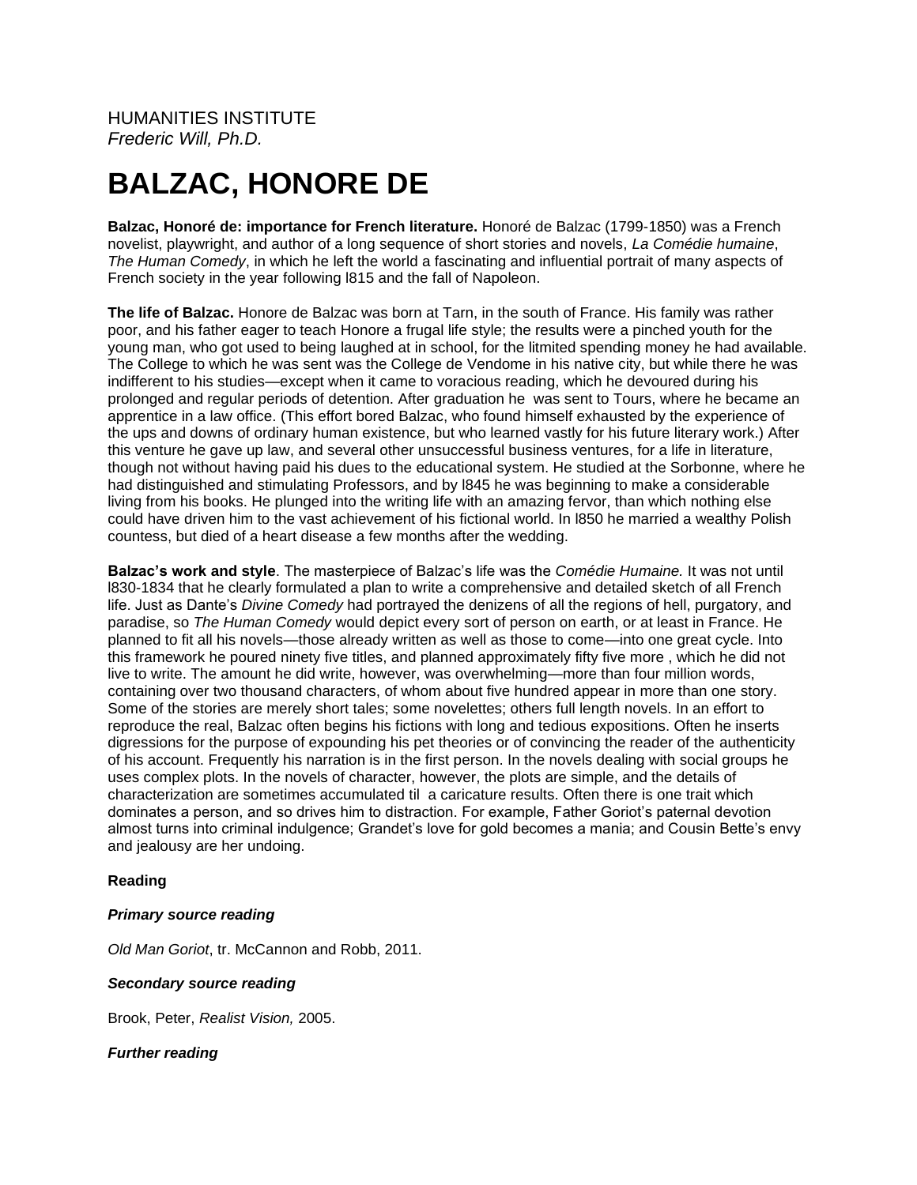HUMANITIES INSTITUTE
*Frederic Will, Ph.D.*

# BALZAC, HONORE DE

**Balzac, Honoré de: importance for French literature.** Honoré de Balzac (1799-1850) was a French novelist, playwright, and author of a long sequence of short stories and novels, *La Comédie humaine*, *The Human Comedy*, in which he left the world a fascinating and influential portrait of many aspects of French society in the year following l815 and the fall of Napoleon.

**The life of Balzac.** Honore de Balzac was born at Tarn, in the south of France. His family was rather poor, and his father eager to teach Honore a frugal life style; the results were a pinched youth for the young man, who got used to being laughed at in school, for the litmited spending money he had available. The College to which he was sent was the College de Vendome in his native city, but while there he was indifferent to his studies—except when it came to voracious reading, which he devoured during his prolonged and regular periods of detention. After graduation he was sent to Tours, where he became an apprentice in a law office. (This effort bored Balzac, who found himself exhausted by the experience of the ups and downs of ordinary human existence, but who learned vastly for his future literary work.) After this venture he gave up law, and several other unsuccessful business ventures, for a life in literature, though not without having paid his dues to the educational system. He studied at the Sorbonne, where he had distinguished and stimulating Professors, and by l845 he was beginning to make a considerable living from his books. He plunged into the writing life with an amazing fervor, than which nothing else could have driven him to the vast achievement of his fictional world. In l850 he married a wealthy Polish countess, but died of a heart disease a few months after the wedding.

**Balzac's work and style**. The masterpiece of Balzac's life was the *Comédie Humaine.* It was not until l830-1834 that he clearly formulated a plan to write a comprehensive and detailed sketch of all French life. Just as Dante's *Divine Comedy* had portrayed the denizens of all the regions of hell, purgatory, and paradise, so *The Human Comedy* would depict every sort of person on earth, or at least in France. He planned to fit all his novels—those already written as well as those to come—into one great cycle. Into this framework he poured ninety five titles, and planned approximately fifty five more , which he did not live to write. The amount he did write, however, was overwhelming—more than four million words, containing over two thousand characters, of whom about five hundred appear in more than one story. Some of the stories are merely short tales; some novelettes; others full length novels. In an effort to reproduce the real, Balzac often begins his fictions with long and tedious expositions. Often he inserts digressions for the purpose of expounding his pet theories or of convincing the reader of the authenticity of his account. Frequently his narration is in the first person. In the novels dealing with social groups he uses complex plots. In the novels of character, however, the plots are simple, and the details of characterization are sometimes accumulated til a caricature results. Often there is one trait which dominates a person, and so drives him to distraction. For example, Father Goriot's paternal devotion almost turns into criminal indulgence; Grandet's love for gold becomes a mania; and Cousin Bette's envy and jealousy are her undoing.

**Reading**

***Primary source reading***

*Old Man Goriot*, tr. McCannon and Robb, 2011.

***Secondary source reading***

Brook, Peter, *Realist Vision,* 2005.

***Further reading***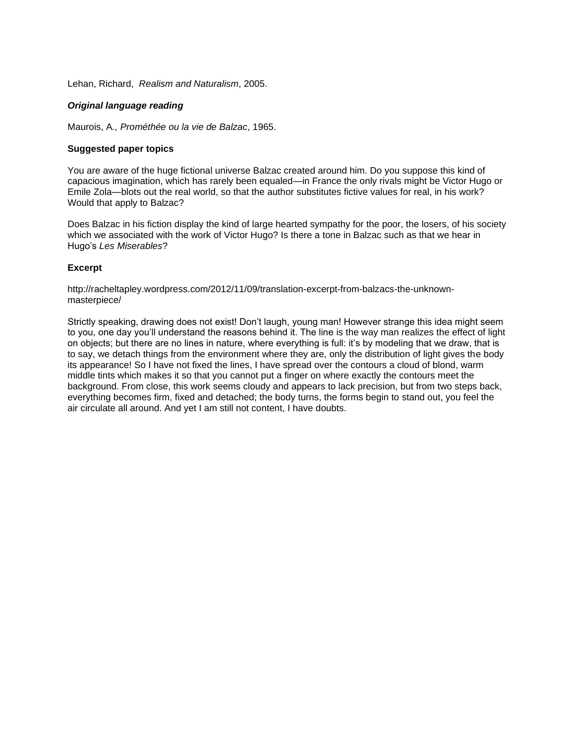Lehan, Richard, *Realism and Naturalism*, 2005.

***Original language reading***

Maurois, A*., Prométhée ou la vie de Balzac*, 1965.

**Suggested paper topics**

You are aware of the huge fictional universe Balzac created around him. Do you suppose this kind of capacious imagination, which has rarely been equaled—in France the only rivals might be Victor Hugo or Emile Zola—blots out the real world, so that the author substitutes fictive values for real, in his work? Would that apply to Balzac?

Does Balzac in his fiction display the kind of large hearted sympathy for the poor, the losers, of his society which we associated with the work of Victor Hugo? Is there a tone in Balzac such as that we hear in Hugo's *Les Miserables*?

**Excerpt**

http://racheltapley.wordpress.com/2012/11/09/translation-excerpt-from-balzacs-the-unknown-masterpiece/

Strictly speaking, drawing does not exist! Don't laugh, young man! However strange this idea might seem to you, one day you'll understand the reasons behind it. The line is the way man realizes the effect of light on objects; but there are no lines in nature, where everything is full: it's by modeling that we draw, that is to say, we detach things from the environment where they are, only the distribution of light gives the body its appearance! So I have not fixed the lines, I have spread over the contours a cloud of blond, warm middle tints which makes it so that you cannot put a finger on where exactly the contours meet the background. From close, this work seems cloudy and appears to lack precision, but from two steps back, everything becomes firm, fixed and detached; the body turns, the forms begin to stand out, you feel the air circulate all around. And yet I am still not content, I have doubts.